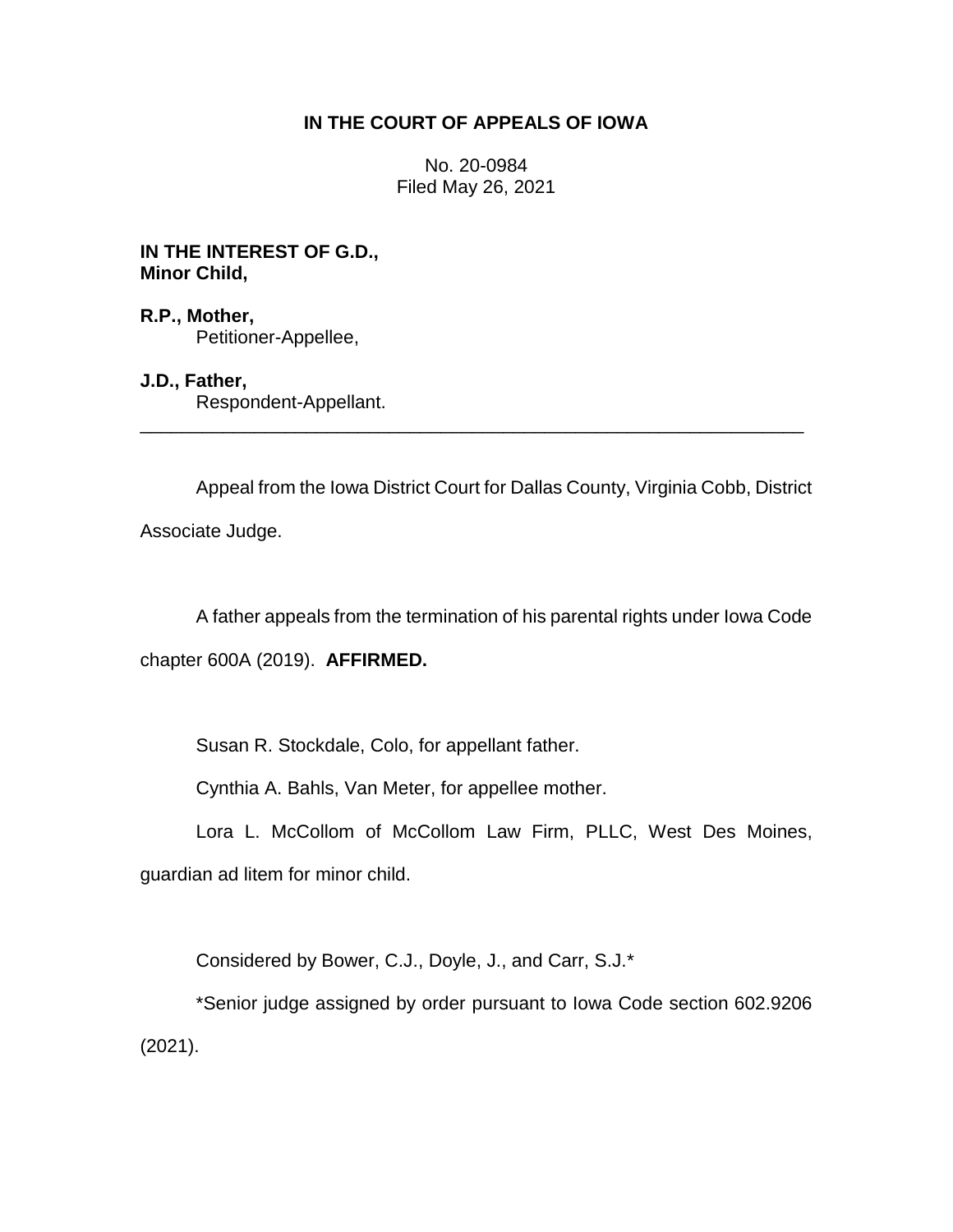# IN THE COURT OF APPEALS OF IOWA

No. 20-0984
Filed May 26, 2021

**IN THE INTEREST OF G.D.,**
**Minor Child,**

**R.P., Mother,**
Petitioner-Appellee,

**J.D., Father,**
Respondent-Appellant.

---

Appeal from the Iowa District Court for Dallas County, Virginia Cobb, District Associate Judge.

A father appeals from the termination of his parental rights under Iowa Code chapter 600A (2019). **AFFIRMED.**

Susan R. Stockdale, Colo, for appellant father.

Cynthia A. Bahls, Van Meter, for appellee mother.

Lora L. McCollom of McCollom Law Firm, PLLC, West Des Moines, guardian ad litem for minor child.

Considered by Bower, C.J., Doyle, J., and Carr, S.J.*

*Senior judge assigned by order pursuant to Iowa Code section 602.9206 (2021).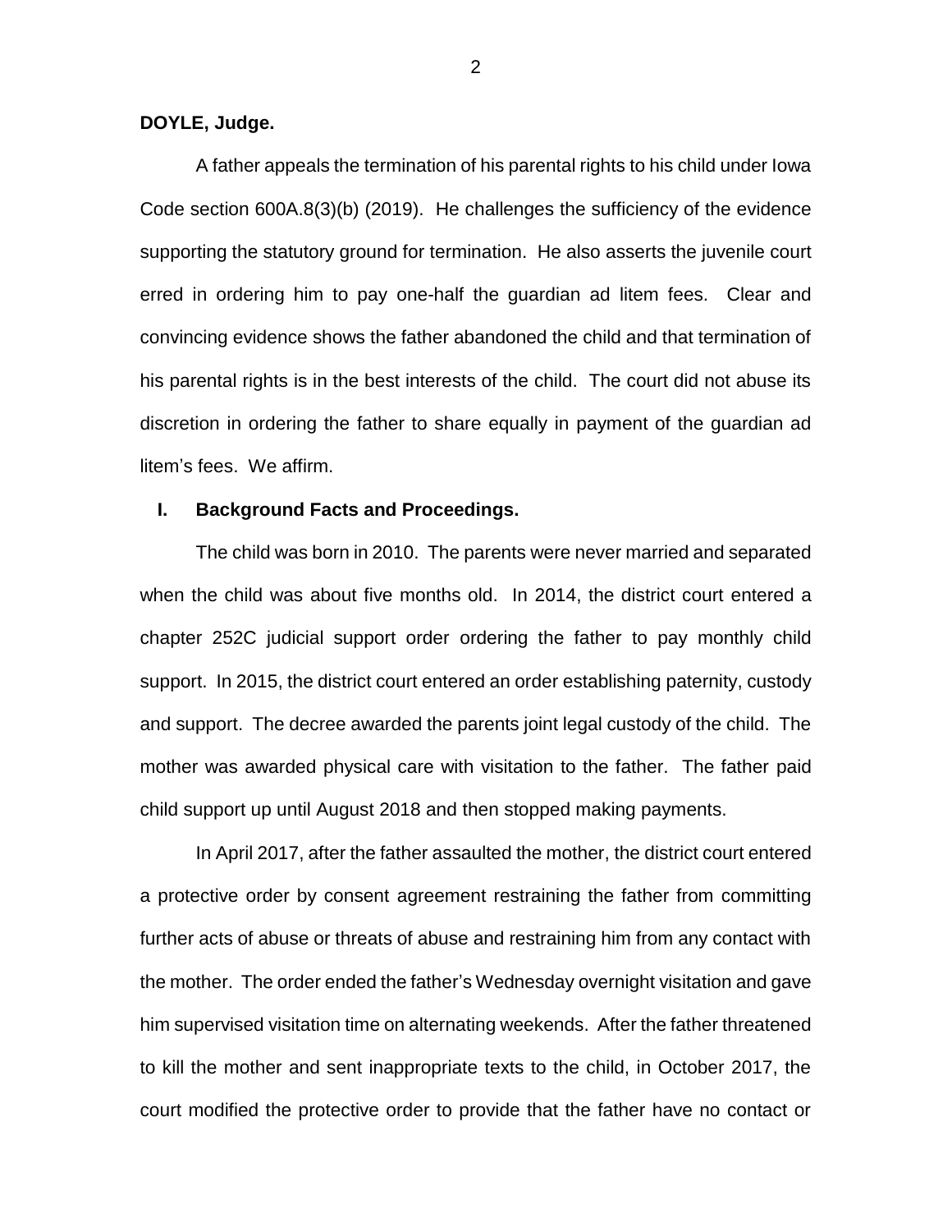**DOYLE, Judge.**

A father appeals the termination of his parental rights to his child under Iowa Code section 600A.8(3)(b) (2019). He challenges the sufficiency of the evidence supporting the statutory ground for termination. He also asserts the juvenile court erred in ordering him to pay one-half the guardian ad litem fees. Clear and convincing evidence shows the father abandoned the child and that termination of his parental rights is in the best interests of the child. The court did not abuse its discretion in ordering the father to share equally in payment of the guardian ad litem's fees. We affirm.

## I. Background Facts and Proceedings.

The child was born in 2010. The parents were never married and separated when the child was about five months old. In 2014, the district court entered a chapter 252C judicial support order ordering the father to pay monthly child support. In 2015, the district court entered an order establishing paternity, custody and support. The decree awarded the parents joint legal custody of the child. The mother was awarded physical care with visitation to the father. The father paid child support up until August 2018 and then stopped making payments.

In April 2017, after the father assaulted the mother, the district court entered a protective order by consent agreement restraining the father from committing further acts of abuse or threats of abuse and restraining him from any contact with the mother. The order ended the father's Wednesday overnight visitation and gave him supervised visitation time on alternating weekends. After the father threatened to kill the mother and sent inappropriate texts to the child, in October 2017, the court modified the protective order to provide that the father have no contact or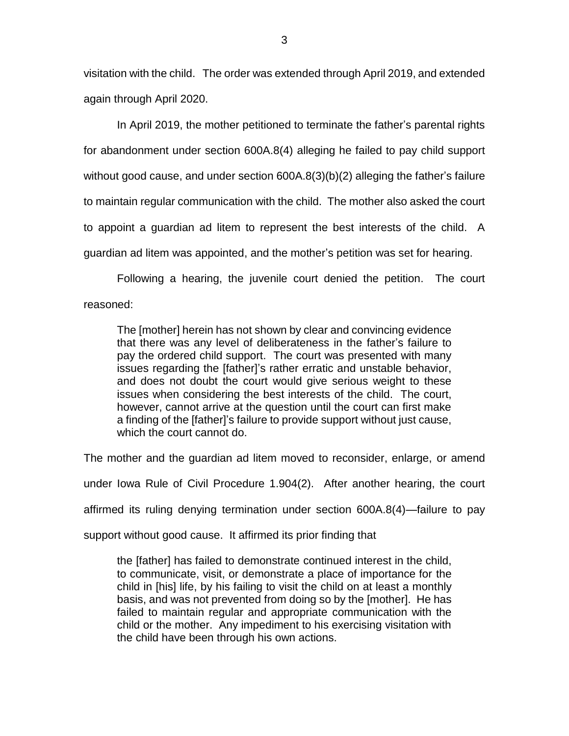visitation with the child. The order was extended through April 2019, and extended again through April 2020.

In April 2019, the mother petitioned to terminate the father's parental rights for abandonment under section 600A.8(4) alleging he failed to pay child support without good cause, and under section 600A.8(3)(b)(2) alleging the father's failure to maintain regular communication with the child. The mother also asked the court to appoint a guardian ad litem to represent the best interests of the child. A guardian ad litem was appointed, and the mother's petition was set for hearing.

Following a hearing, the juvenile court denied the petition. The court reasoned:

> The [mother] herein has not shown by clear and convincing evidence that there was any level of deliberateness in the father's failure to pay the ordered child support. The court was presented with many issues regarding the [father]'s rather erratic and unstable behavior, and does not doubt the court would give serious weight to these issues when considering the best interests of the child. The court, however, cannot arrive at the question until the court can first make a finding of the [father]'s failure to provide support without just cause, which the court cannot do.

The mother and the guardian ad litem moved to reconsider, enlarge, or amend under Iowa Rule of Civil Procedure 1.904(2). After another hearing, the court affirmed its ruling denying termination under section 600A.8(4)—failure to pay support without good cause. It affirmed its prior finding that

> the [father] has failed to demonstrate continued interest in the child, to communicate, visit, or demonstrate a place of importance for the child in [his] life, by his failing to visit the child on at least a monthly basis, and was not prevented from doing so by the [mother]. He has failed to maintain regular and appropriate communication with the child or the mother. Any impediment to his exercising visitation with the child have been through his own actions.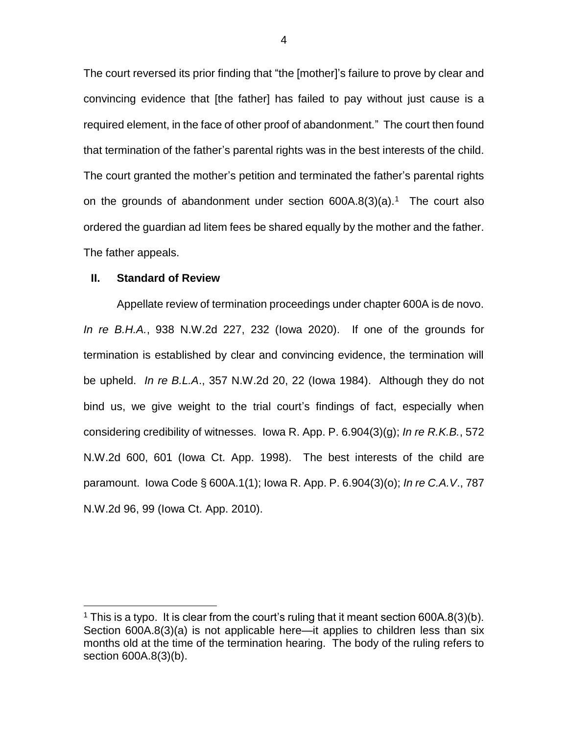The court reversed its prior finding that "the [mother]'s failure to prove by clear and convincing evidence that [the father] has failed to pay without just cause is a required element, in the face of other proof of abandonment." The court then found that termination of the father's parental rights was in the best interests of the child. The court granted the mother's petition and terminated the father's parental rights on the grounds of abandonment under section 600A.8(3)(a).[1] The court also ordered the guardian ad litem fees be shared equally by the mother and the father. The father appeals.

## II. Standard of Review

Appellate review of termination proceedings under chapter 600A is de novo. *In re B.H.A.*, 938 N.W.2d 227, 232 (Iowa 2020). If one of the grounds for termination is established by clear and convincing evidence, the termination will be upheld. *In re B.L.A*., 357 N.W.2d 20, 22 (Iowa 1984). Although they do not bind us, we give weight to the trial court's findings of fact, especially when considering credibility of witnesses. Iowa R. App. P. 6.904(3)(g); *In re R.K.B.*, 572 N.W.2d 600, 601 (Iowa Ct. App. 1998). The best interests of the child are paramount. Iowa Code § 600A.1(1); Iowa R. App. P. 6.904(3)(o); *In re C.A.V*., 787 N.W.2d 96, 99 (Iowa Ct. App. 2010).

---

[1] This is a typo. It is clear from the court's ruling that it meant section 600A.8(3)(b). Section 600A.8(3)(a) is not applicable here—it applies to children less than six months old at the time of the termination hearing. The body of the ruling refers to section 600A.8(3)(b).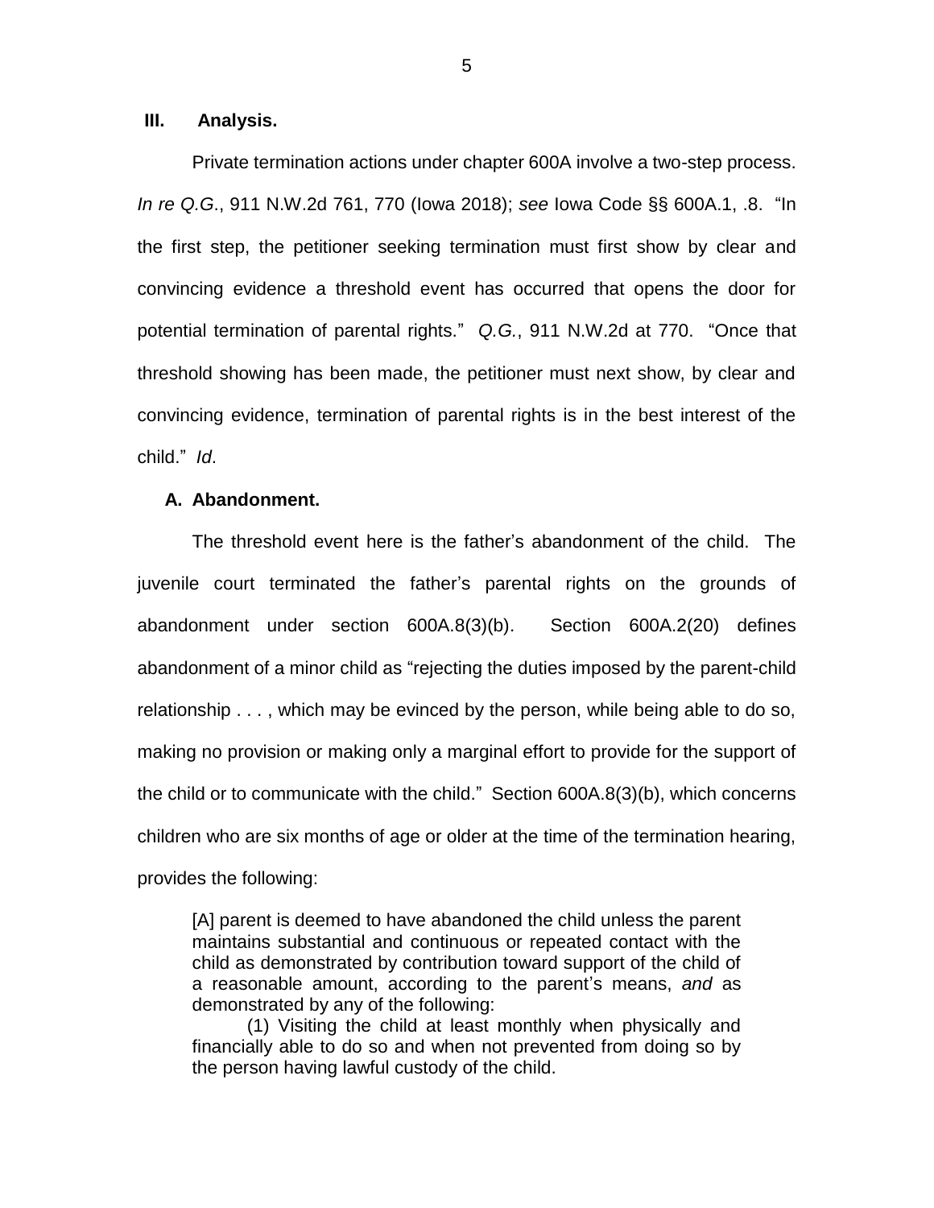## III. Analysis.

Private termination actions under chapter 600A involve a two-step process. *In re Q.G.*, 911 N.W.2d 761, 770 (Iowa 2018); *see* Iowa Code §§ 600A.1, .8. "In the first step, the petitioner seeking termination must first show by clear and convincing evidence a threshold event has occurred that opens the door for potential termination of parental rights." *Q.G.*, 911 N.W.2d at 770. "Once that threshold showing has been made, the petitioner must next show, by clear and convincing evidence, termination of parental rights is in the best interest of the child." *Id*.

### A. Abandonment.

The threshold event here is the father's abandonment of the child. The juvenile court terminated the father's parental rights on the grounds of abandonment under section 600A.8(3)(b). Section 600A.2(20) defines abandonment of a minor child as "rejecting the duties imposed by the parent-child relationship . . . , which may be evinced by the person, while being able to do so, making no provision or making only a marginal effort to provide for the support of the child or to communicate with the child." Section 600A.8(3)(b), which concerns children who are six months of age or older at the time of the termination hearing, provides the following:

> [A] parent is deemed to have abandoned the child unless the parent maintains substantial and continuous or repeated contact with the child as demonstrated by contribution toward support of the child of a reasonable amount, according to the parent's means, *and* as demonstrated by any of the following:
>
> (1) Visiting the child at least monthly when physically and financially able to do so and when not prevented from doing so by the person having lawful custody of the child.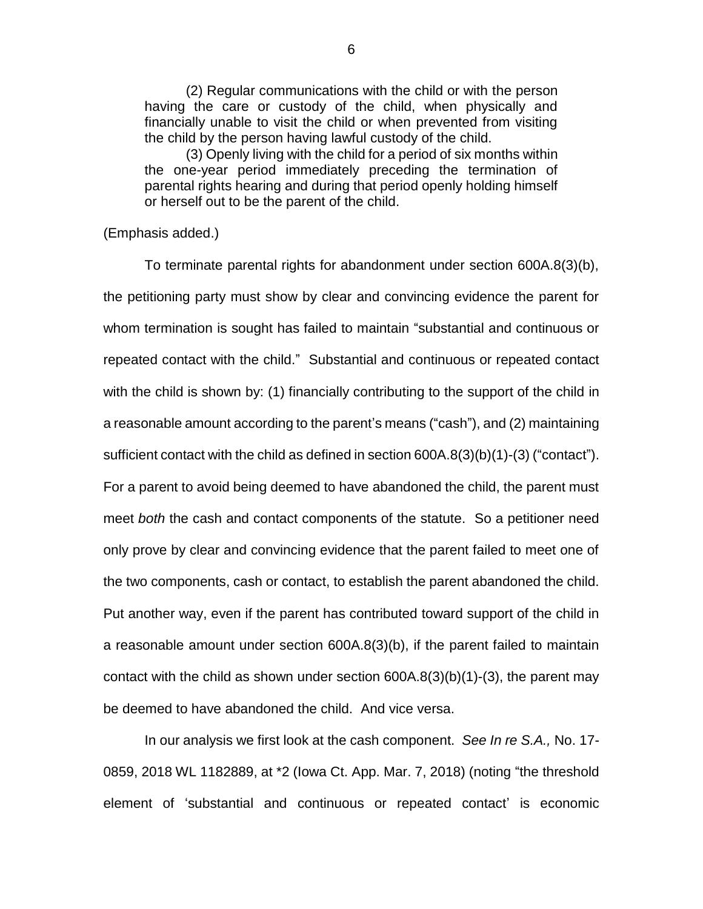(2) Regular communications with the child or with the person having the care or custody of the child, when physically and financially unable to visit the child or when prevented from visiting the child by the person having lawful custody of the child.

(3) Openly living with the child for a period of six months within the one-year period immediately preceding the termination of parental rights hearing and during that period openly holding himself or herself out to be the parent of the child.

(Emphasis added.)

To terminate parental rights for abandonment under section 600A.8(3)(b), the petitioning party must show by clear and convincing evidence the parent for whom termination is sought has failed to maintain "substantial and continuous or repeated contact with the child." Substantial and continuous or repeated contact with the child is shown by: (1) financially contributing to the support of the child in a reasonable amount according to the parent's means ("cash"), and (2) maintaining sufficient contact with the child as defined in section 600A.8(3)(b)(1)-(3) ("contact"). For a parent to avoid being deemed to have abandoned the child, the parent must meet *both* the cash and contact components of the statute. So a petitioner need only prove by clear and convincing evidence that the parent failed to meet one of the two components, cash or contact, to establish the parent abandoned the child. Put another way, even if the parent has contributed toward support of the child in a reasonable amount under section 600A.8(3)(b), if the parent failed to maintain contact with the child as shown under section 600A.8(3)(b)(1)-(3), the parent may be deemed to have abandoned the child. And vice versa.

In our analysis we first look at the cash component. *See In re S.A.,* No. 17-0859, 2018 WL 1182889, at *2 (Iowa Ct. App. Mar. 7, 2018) (noting "the threshold element of 'substantial and continuous or repeated contact' is economic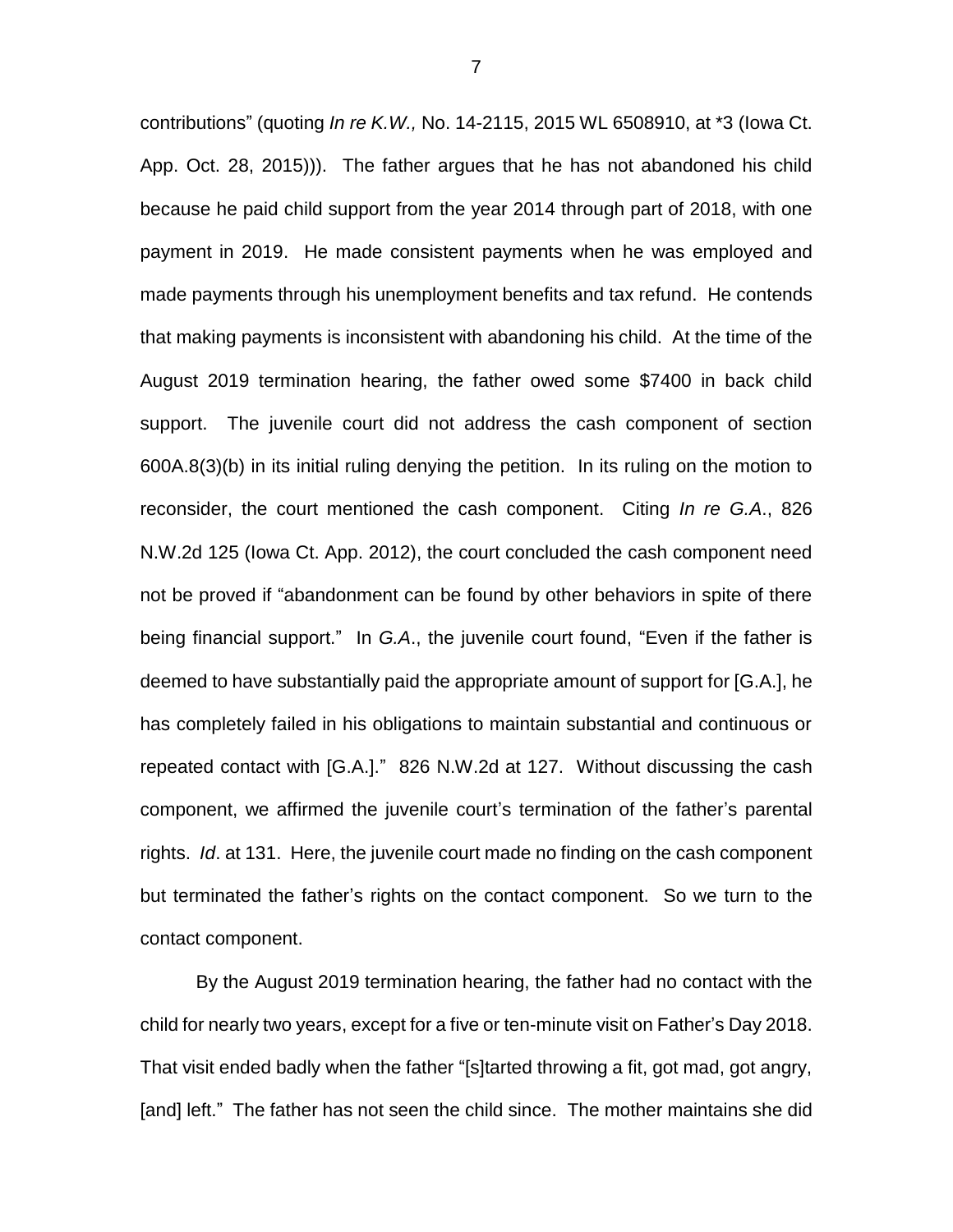contributions" (quoting *In re K.W.,* No. 14-2115, 2015 WL 6508910, at *3 (Iowa Ct. App. Oct. 28, 2015))). The father argues that he has not abandoned his child because he paid child support from the year 2014 through part of 2018, with one payment in 2019. He made consistent payments when he was employed and made payments through his unemployment benefits and tax refund. He contends that making payments is inconsistent with abandoning his child. At the time of the August 2019 termination hearing, the father owed some $7400 in back child support. The juvenile court did not address the cash component of section 600A.8(3)(b) in its initial ruling denying the petition. In its ruling on the motion to reconsider, the court mentioned the cash component. Citing *In re G.A.*, 826 N.W.2d 125 (Iowa Ct. App. 2012), the court concluded the cash component need not be proved if "abandonment can be found by other behaviors in spite of there being financial support." In *G.A.*, the juvenile court found, "Even if the father is deemed to have substantially paid the appropriate amount of support for [G.A.], he has completely failed in his obligations to maintain substantial and continuous or repeated contact with [G.A.]." 826 N.W.2d at 127. Without discussing the cash component, we affirmed the juvenile court's termination of the father's parental rights. *Id*. at 131. Here, the juvenile court made no finding on the cash component but terminated the father's rights on the contact component. So we turn to the contact component.

By the August 2019 termination hearing, the father had no contact with the child for nearly two years, except for a five or ten-minute visit on Father's Day 2018. That visit ended badly when the father "[s]tarted throwing a fit, got mad, got angry, [and] left." The father has not seen the child since. The mother maintains she did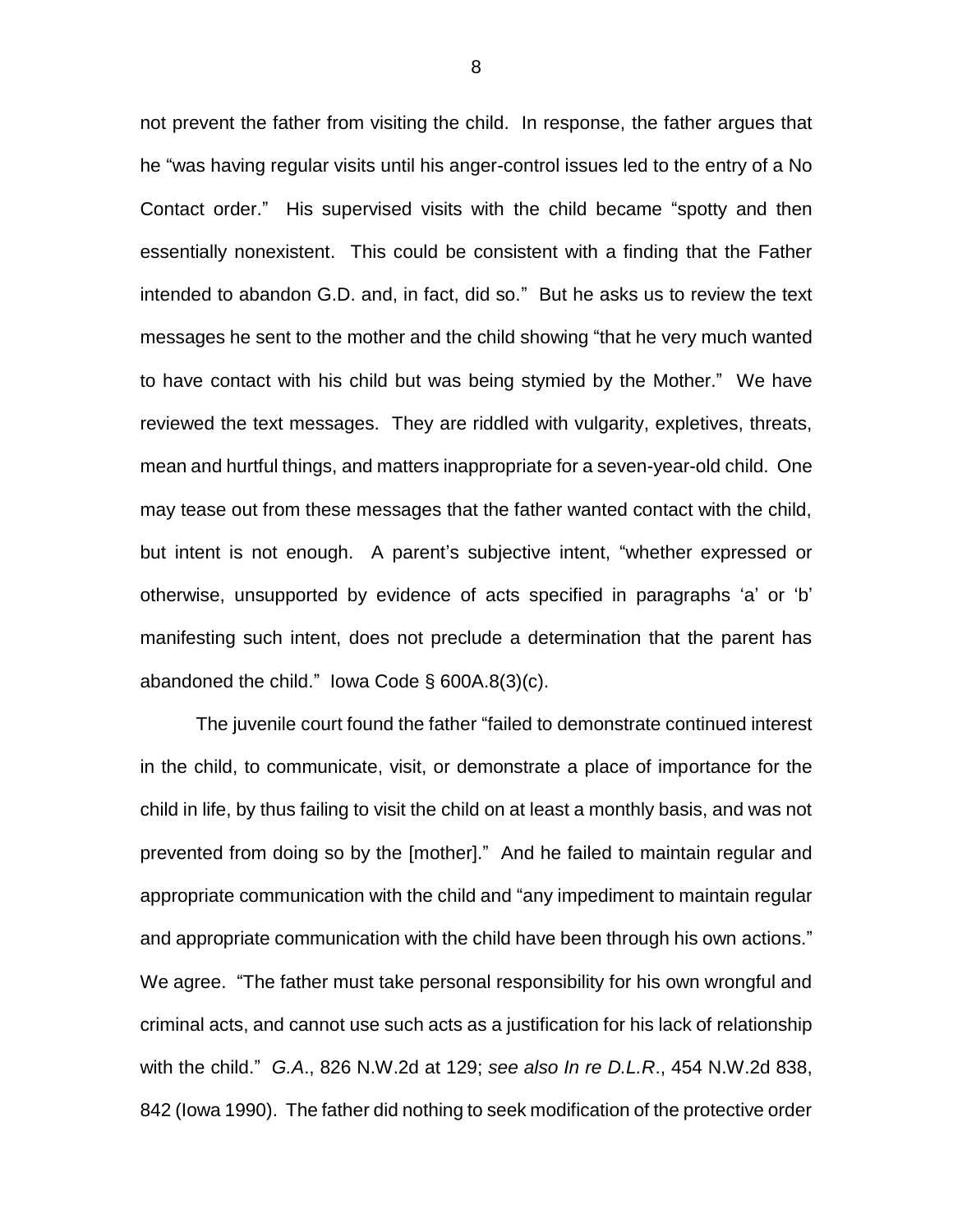not prevent the father from visiting the child. In response, the father argues that he "was having regular visits until his anger-control issues led to the entry of a No Contact order." His supervised visits with the child became "spotty and then essentially nonexistent. This could be consistent with a finding that the Father intended to abandon G.D. and, in fact, did so." But he asks us to review the text messages he sent to the mother and the child showing "that he very much wanted to have contact with his child but was being stymied by the Mother." We have reviewed the text messages. They are riddled with vulgarity, expletives, threats, mean and hurtful things, and matters inappropriate for a seven-year-old child. One may tease out from these messages that the father wanted contact with the child, but intent is not enough. A parent's subjective intent, "whether expressed or otherwise, unsupported by evidence of acts specified in paragraphs 'a' or 'b' manifesting such intent, does not preclude a determination that the parent has abandoned the child." Iowa Code § 600A.8(3)(c).

The juvenile court found the father "failed to demonstrate continued interest in the child, to communicate, visit, or demonstrate a place of importance for the child in life, by thus failing to visit the child on at least a monthly basis, and was not prevented from doing so by the [mother]." And he failed to maintain regular and appropriate communication with the child and "any impediment to maintain regular and appropriate communication with the child have been through his own actions." We agree. "The father must take personal responsibility for his own wrongful and criminal acts, and cannot use such acts as a justification for his lack of relationship with the child." *G.A.*, 826 N.W.2d at 129; *see also In re D.L.R.*, 454 N.W.2d 838, 842 (Iowa 1990). The father did nothing to seek modification of the protective order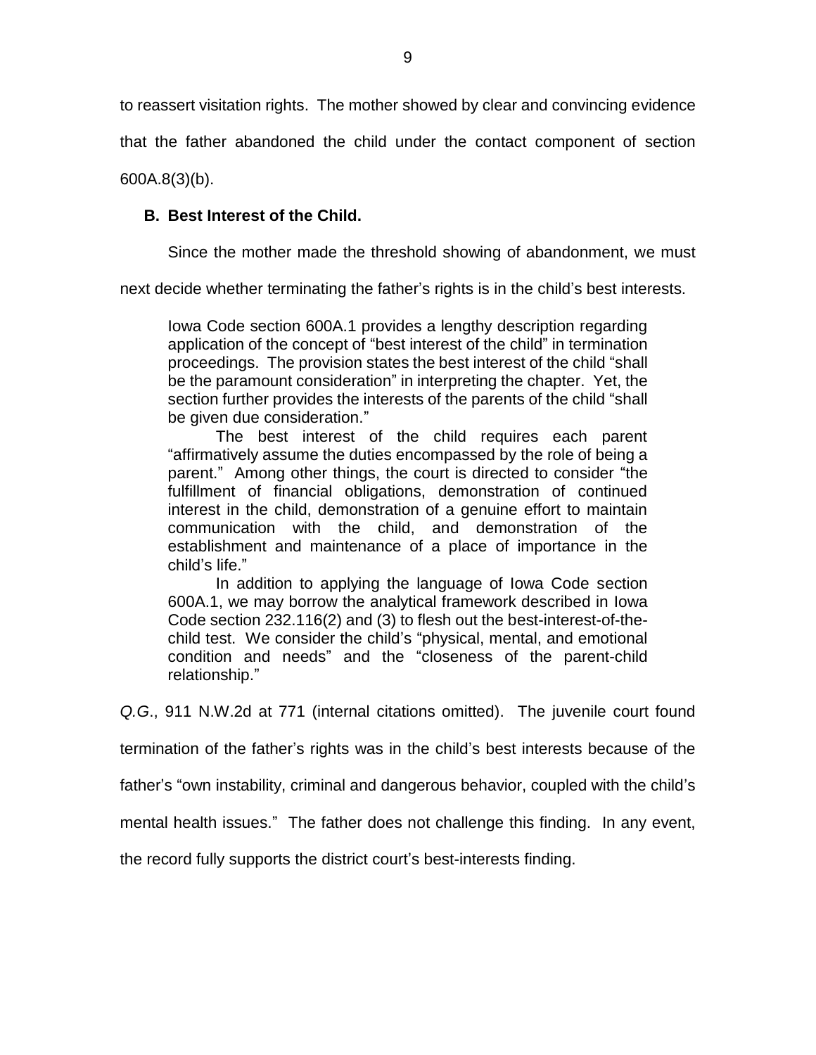to reassert visitation rights. The mother showed by clear and convincing evidence that the father abandoned the child under the contact component of section 600A.8(3)(b).

### B. Best Interest of the Child.

Since the mother made the threshold showing of abandonment, we must next decide whether terminating the father's rights is in the child's best interests.

> Iowa Code section 600A.1 provides a lengthy description regarding application of the concept of "best interest of the child" in termination proceedings. The provision states the best interest of the child "shall be the paramount consideration" in interpreting the chapter. Yet, the section further provides the interests of the parents of the child "shall be given due consideration."
>
> The best interest of the child requires each parent "affirmatively assume the duties encompassed by the role of being a parent." Among other things, the court is directed to consider "the fulfillment of financial obligations, demonstration of continued interest in the child, demonstration of a genuine effort to maintain communication with the child, and demonstration of the establishment and maintenance of a place of importance in the child's life."
>
> In addition to applying the language of Iowa Code section 600A.1, we may borrow the analytical framework described in Iowa Code section 232.116(2) and (3) to flesh out the best-interest-of-the-child test. We consider the child's "physical, mental, and emotional condition and needs" and the "closeness of the parent-child relationship."

*Q.G.*, 911 N.W.2d at 771 (internal citations omitted). The juvenile court found termination of the father's rights was in the child's best interests because of the father's "own instability, criminal and dangerous behavior, coupled with the child's mental health issues." The father does not challenge this finding. In any event, the record fully supports the district court's best-interests finding.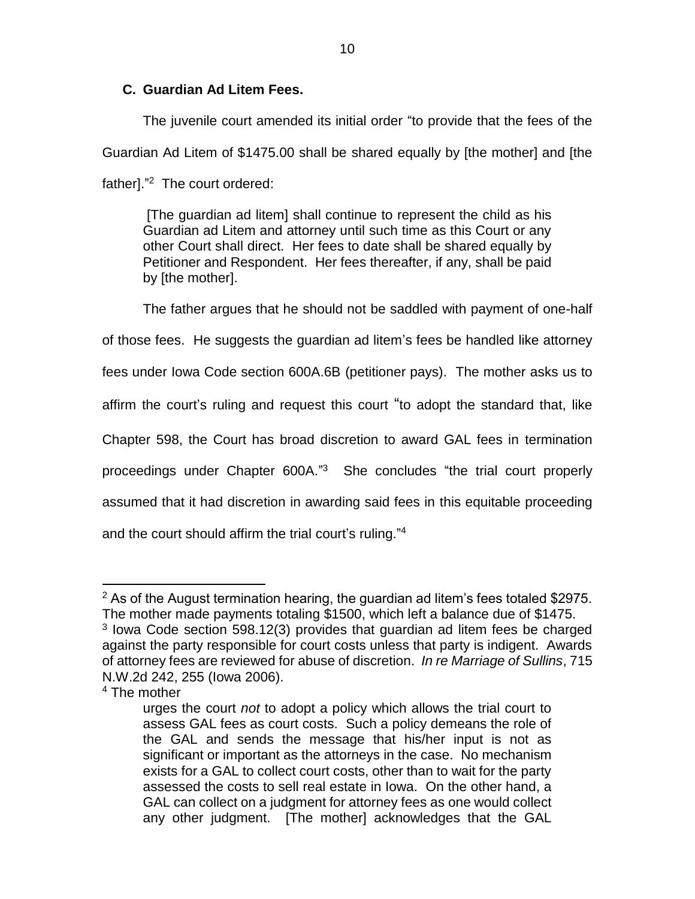### C. Guardian Ad Litem Fees.

The juvenile court amended its initial order "to provide that the fees of the Guardian Ad Litem of $1475.00 shall be shared equally by [the mother] and [the father]."[2] The court ordered:

> [The guardian ad litem] shall continue to represent the child as his Guardian ad Litem and attorney until such time as this Court or any other Court shall direct. Her fees to date shall be shared equally by Petitioner and Respondent. Her fees thereafter, if any, shall be paid by [the mother].

The father argues that he should not be saddled with payment of one-half of those fees. He suggests the guardian ad litem's fees be handled like attorney fees under Iowa Code section 600A.6B (petitioner pays). The mother asks us to affirm the court's ruling and request this court "to adopt the standard that, like Chapter 598, the Court has broad discretion to award GAL fees in termination proceedings under Chapter 600A."[3] She concludes "the trial court properly assumed that it had discretion in awarding said fees in this equitable proceeding and the court should affirm the trial court's ruling."[4]

---

[2] As of the August termination hearing, the guardian ad litem's fees totaled $2975. The mother made payments totaling $1500, which left a balance due of $1475.

[3] Iowa Code section 598.12(3) provides that guardian ad litem fees be charged against the party responsible for court costs unless that party is indigent. Awards of attorney fees are reviewed for abuse of discretion. *In re Marriage of Sullins*, 715 N.W.2d 242, 255 (Iowa 2006).

[4] The mother

> urges the court *not* to adopt a policy which allows the trial court to assess GAL fees as court costs. Such a policy demeans the role of the GAL and sends the message that his/her input is not as significant or important as the attorneys in the case. No mechanism exists for a GAL to collect court costs, other than to wait for the party assessed the costs to sell real estate in Iowa. On the other hand, a GAL can collect on a judgment for attorney fees as one would collect any other judgment. [The mother] acknowledges that the GAL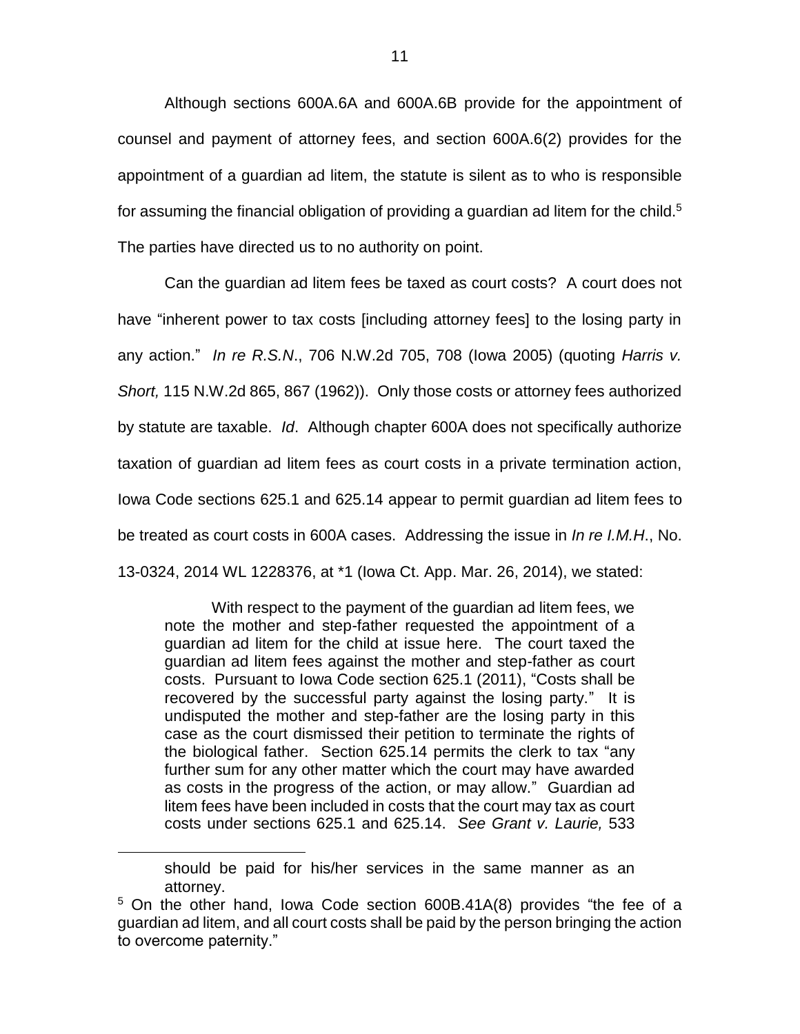Although sections 600A.6A and 600A.6B provide for the appointment of counsel and payment of attorney fees, and section 600A.6(2) provides for the appointment of a guardian ad litem, the statute is silent as to who is responsible for assuming the financial obligation of providing a guardian ad litem for the child.[5] The parties have directed us to no authority on point.

Can the guardian ad litem fees be taxed as court costs? A court does not have "inherent power to tax costs [including attorney fees] to the losing party in any action." *In re R.S.N*., 706 N.W.2d 705, 708 (Iowa 2005) (quoting *Harris v. Short,* 115 N.W.2d 865, 867 (1962)). Only those costs or attorney fees authorized by statute are taxable. *Id*. Although chapter 600A does not specifically authorize taxation of guardian ad litem fees as court costs in a private termination action, Iowa Code sections 625.1 and 625.14 appear to permit guardian ad litem fees to be treated as court costs in 600A cases. Addressing the issue in *In re I.M.H*., No. 13-0324, 2014 WL 1228376, at *1 (Iowa Ct. App. Mar. 26, 2014), we stated:

> With respect to the payment of the guardian ad litem fees, we note the mother and step-father requested the appointment of a guardian ad litem for the child at issue here. The court taxed the guardian ad litem fees against the mother and step-father as court costs. Pursuant to Iowa Code section 625.1 (2011), "Costs shall be recovered by the successful party against the losing party." It is undisputed the mother and step-father are the losing party in this case as the court dismissed their petition to terminate the rights of the biological father. Section 625.14 permits the clerk to tax "any further sum for any other matter which the court may have awarded as costs in the progress of the action, or may allow." Guardian ad litem fees have been included in costs that the court may tax as court costs under sections 625.1 and 625.14. *See Grant v. Laurie,* 533

---

> should be paid for his/her services in the same manner as an attorney.

[5] On the other hand, Iowa Code section 600B.41A(8) provides "the fee of a guardian ad litem, and all court costs shall be paid by the person bringing the action to overcome paternity."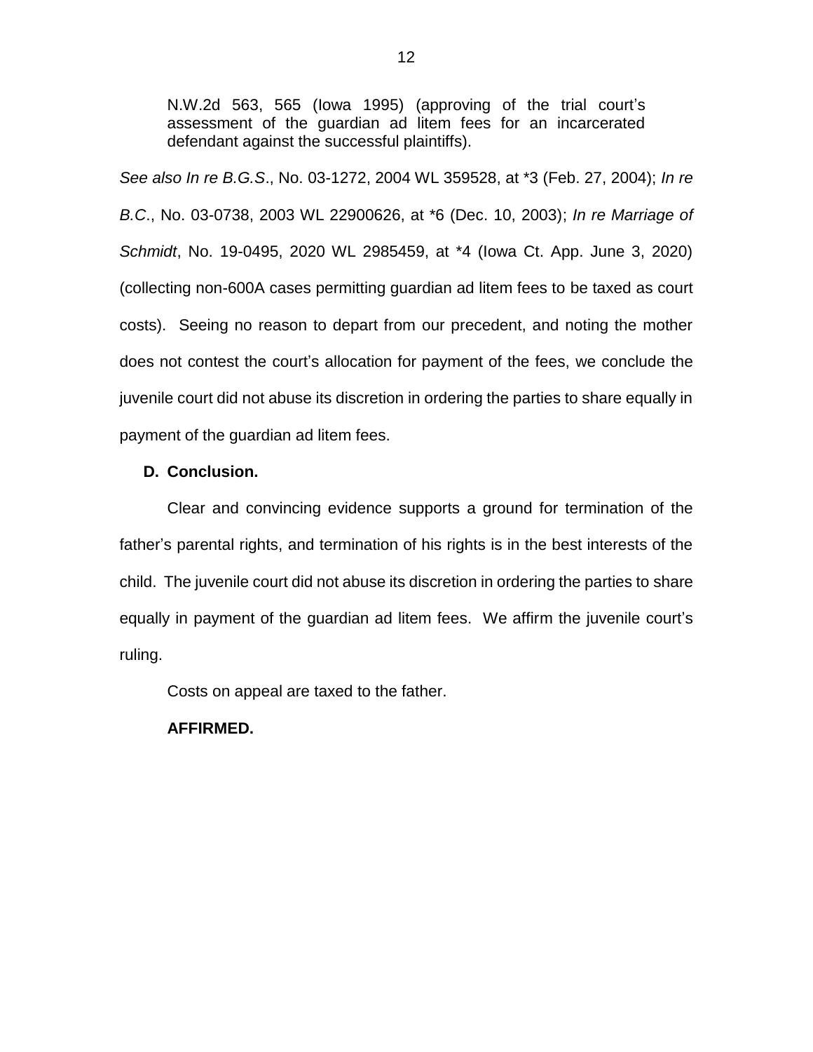> N.W.2d 563, 565 (Iowa 1995) (approving of the trial court's assessment of the guardian ad litem fees for an incarcerated defendant against the successful plaintiffs).

*See also In re B.G.S*., No. 03-1272, 2004 WL 359528, at *3 (Feb. 27, 2004); *In re B.C*., No. 03-0738, 2003 WL 22900626, at *6 (Dec. 10, 2003); *In re Marriage of Schmidt*, No. 19-0495, 2020 WL 2985459, at *4 (Iowa Ct. App. June 3, 2020) (collecting non-600A cases permitting guardian ad litem fees to be taxed as court costs). Seeing no reason to depart from our precedent, and noting the mother does not contest the court's allocation for payment of the fees, we conclude the juvenile court did not abuse its discretion in ordering the parties to share equally in payment of the guardian ad litem fees.

**D. Conclusion.**

Clear and convincing evidence supports a ground for termination of the father's parental rights, and termination of his rights is in the best interests of the child. The juvenile court did not abuse its discretion in ordering the parties to share equally in payment of the guardian ad litem fees. We affirm the juvenile court's ruling.

Costs on appeal are taxed to the father.

**AFFIRMED.**